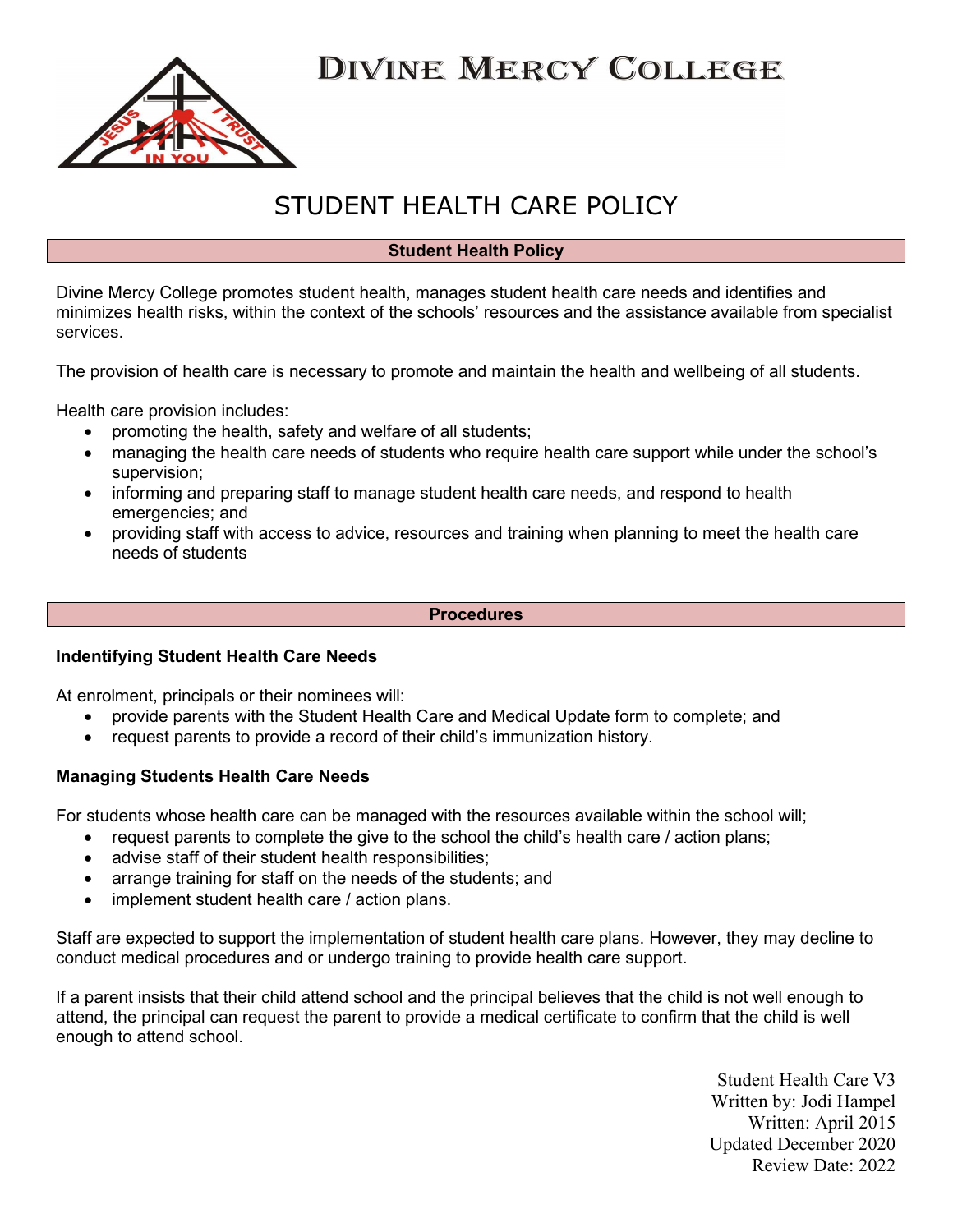# Divine Mercy College

## STUDENT HEALTH CARE POLICY

### Student Health Policy

Divine Mercy College promotes student health, manages student health care needs and identifies and minimizes health risks, within the context of the schools' resources and the assistance available from specialist services.

The provision of health care is necessary to promote and maintain the health and wellbeing of all students.

Health care provision includes:

- promoting the health, safety and welfare of all students;
- managing the health care needs of students who require health care support while under the school's supervision;
- informing and preparing staff to manage student health care needs, and respond to health emergencies; and
- providing staff with access to advice, resources and training when planning to meet the health care needs of students

### Procedures

**Indentifying Student Health Care Needs**

At enrolment, principals or their nominees will:

- provide parents with the Student Health Care and Medical Update form to complete; and
- request parents to provide a record of their child's immunization history.

**Managing Students Health Care Needs**

For students whose health care can be managed with the resources available within the school will;

- request parents to complete the give to the school the child's health care / action plans;
- advise staff of their student health responsibilities;
- arrange training for staff on the needs of the students; and
- implement student health care / action plans.

Staff are expected to support the implementation of student health care plans. However, they may decline to conduct medical procedures and or undergo training to provide health care support.

If a parent insists that their child attend school and the principal believes that the child is not well enough to attend, the principal can request the parent to provide a medical certificate to confirm that the child is well enough to attend school.

Student Health Care V3
Written by: Jodi Hampel
Written: April 2015
Updated December 2020
Review Date: 2022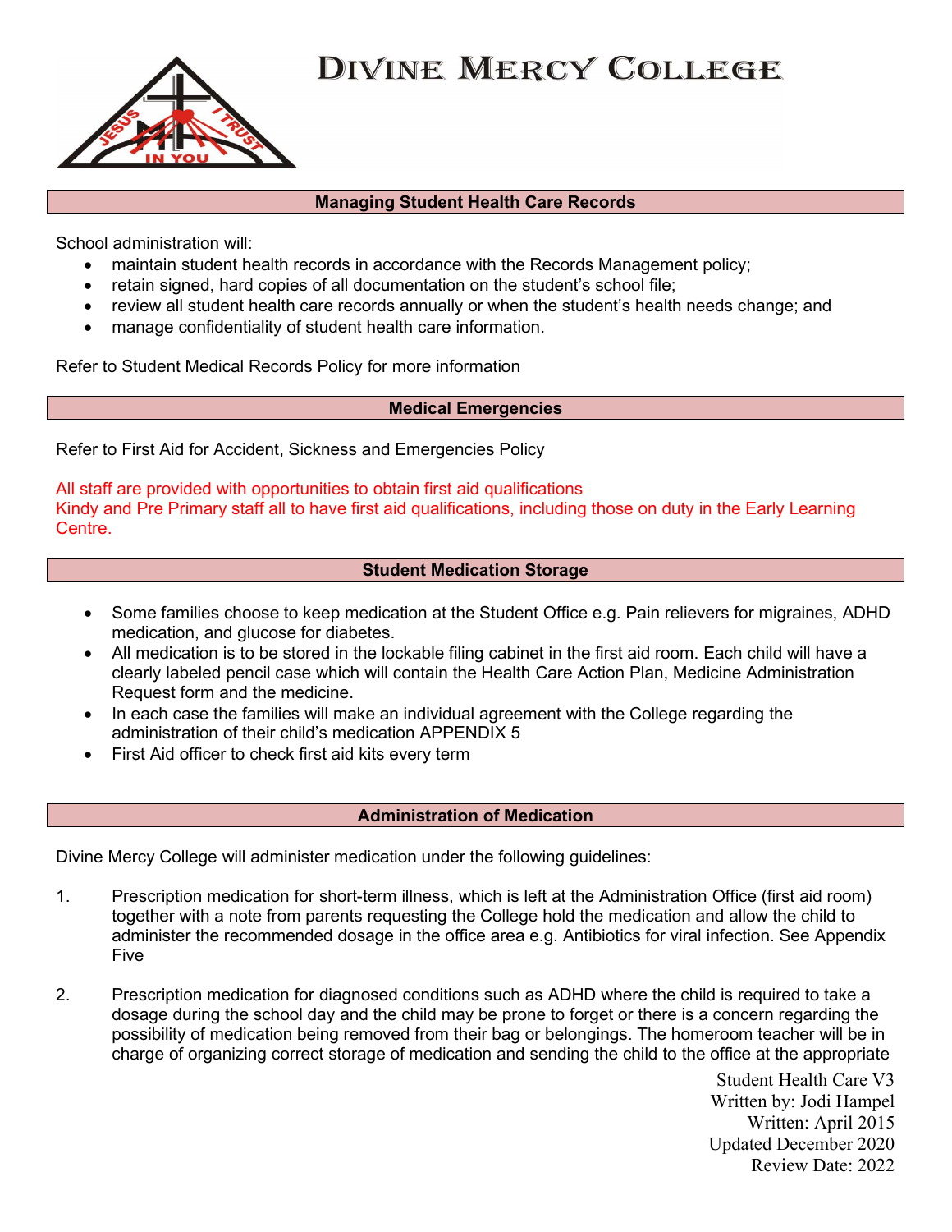# Divine Mercy College

## Managing Student Health Care Records

School administration will:

- maintain student health records in accordance with the Records Management policy;
- retain signed, hard copies of all documentation on the student's school file;
- review all student health care records annually or when the student's health needs change; and
- manage confidentiality of student health care information.

Refer to Student Medical Records Policy for more information

## Medical Emergencies

Refer to First Aid for Accident, Sickness and Emergencies Policy

All staff are provided with opportunities to obtain first aid qualifications
Kindy and Pre Primary staff all to have first aid qualifications, including those on duty in the Early Learning Centre.

## Student Medication Storage

- Some families choose to keep medication at the Student Office e.g. Pain relievers for migraines, ADHD medication, and glucose for diabetes.
- All medication is to be stored in the lockable filing cabinet in the first aid room. Each child will have a clearly labeled pencil case which will contain the Health Care Action Plan, Medicine Administration Request form and the medicine.
- In each case the families will make an individual agreement with the College regarding the administration of their child's medication APPENDIX 5
- First Aid officer to check first aid kits every term

## Administration of Medication

Divine Mercy College will administer medication under the following guidelines:

1. Prescription medication for short-term illness, which is left at the Administration Office (first aid room) together with a note from parents requesting the College hold the medication and allow the child to administer the recommended dosage in the office area e.g. Antibiotics for viral infection. See Appendix Five

2. Prescription medication for diagnosed conditions such as ADHD where the child is required to take a dosage during the school day and the child may be prone to forget or there is a concern regarding the possibility of medication being removed from their bag or belongings. The homeroom teacher will be in charge of organizing correct storage of medication and sending the child to the office at the appropriate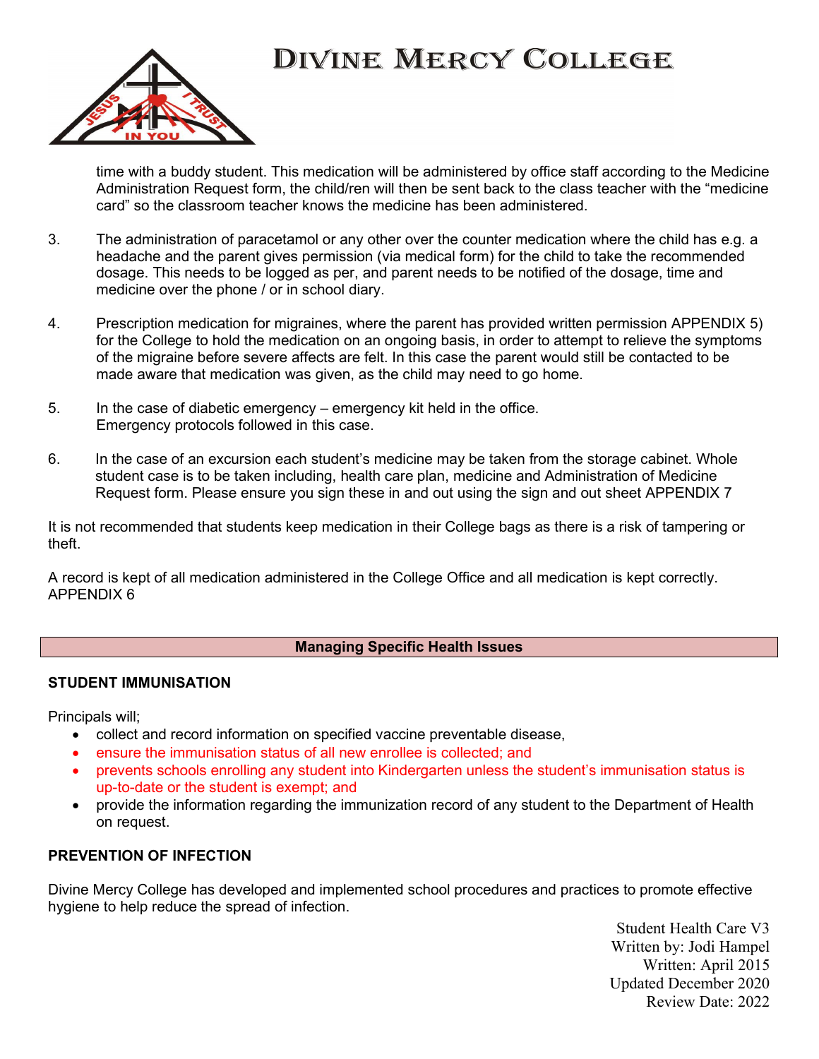time with a buddy student. This medication will be administered by office staff according to the Medicine Administration Request form, the child/ren will then be sent back to the class teacher with the "medicine card" so the classroom teacher knows the medicine has been administered.

3. The administration of paracetamol or any other over the counter medication where the child has e.g. a headache and the parent gives permission (via medical form) for the child to take the recommended dosage. This needs to be logged as per, and parent needs to be notified of the dosage, time and medicine over the phone / or in school diary.

4. Prescription medication for migraines, where the parent has provided written permission APPENDIX 5) for the College to hold the medication on an ongoing basis, in order to attempt to relieve the symptoms of the migraine before severe affects are felt. In this case the parent would still be contacted to be made aware that medication was given, as the child may need to go home.

5. In the case of diabetic emergency – emergency kit held in the office. Emergency protocols followed in this case.

6. In the case of an excursion each student's medicine may be taken from the storage cabinet. Whole student case is to be taken including, health care plan, medicine and Administration of Medicine Request form. Please ensure you sign these in and out using the sign and out sheet APPENDIX 7

It is not recommended that students keep medication in their College bags as there is a risk of tampering or theft.

A record is kept of all medication administered in the College Office and all medication is kept correctly. APPENDIX 6

## Managing Specific Health Issues

### STUDENT IMMUNISATION

Principals will;

- collect and record information on specified vaccine preventable disease,
- ensure the immunisation status of all new enrollee is collected; and
- prevents schools enrolling any student into Kindergarten unless the student's immunisation status is up-to-date or the student is exempt; and
- provide the information regarding the immunization record of any student to the Department of Health on request.

### PREVENTION OF INFECTION

Divine Mercy College has developed and implemented school procedures and practices to promote effective hygiene to help reduce the spread of infection.

Student Health Care V3
Written by: Jodi Hampel
Written: April 2015
Updated December 2020
Review Date: 2022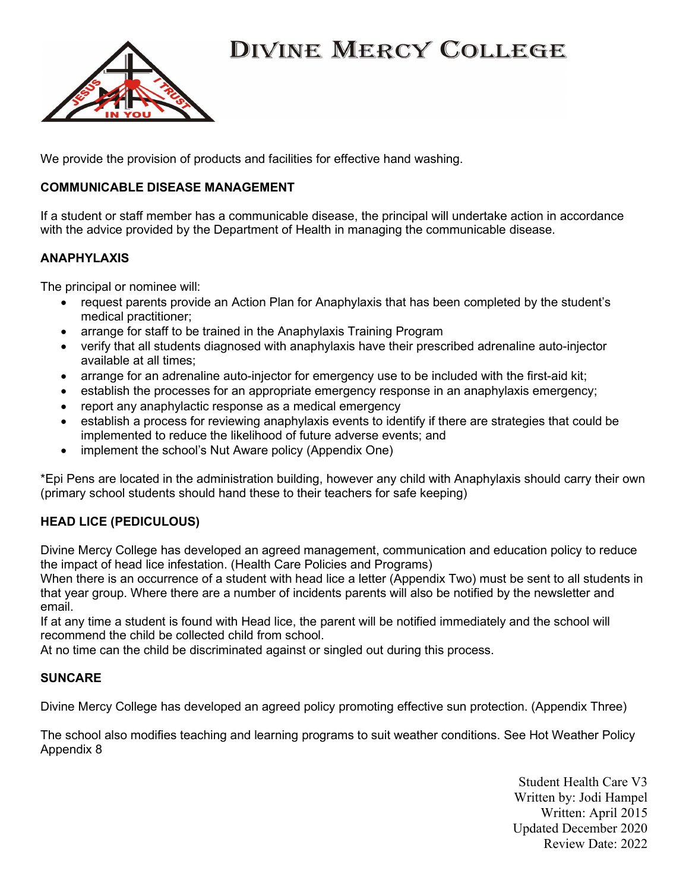We provide the provision of products and facilities for effective hand washing.

## COMMUNICABLE DISEASE MANAGEMENT

If a student or staff member has a communicable disease, the principal will undertake action in accordance with the advice provided by the Department of Health in managing the communicable disease.

## ANAPHYLAXIS

The principal or nominee will:

- request parents provide an Action Plan for Anaphylaxis that has been completed by the student's medical practitioner;
- arrange for staff to be trained in the Anaphylaxis Training Program
- verify that all students diagnosed with anaphylaxis have their prescribed adrenaline auto-injector available at all times;
- arrange for an adrenaline auto-injector for emergency use to be included with the first-aid kit;
- establish the processes for an appropriate emergency response in an anaphylaxis emergency;
- report any anaphylactic response as a medical emergency
- establish a process for reviewing anaphylaxis events to identify if there are strategies that could be implemented to reduce the likelihood of future adverse events; and
- implement the school's Nut Aware policy (Appendix One)

*Epi Pens are located in the administration building, however any child with Anaphylaxis should carry their own (primary school students should hand these to their teachers for safe keeping)

## HEAD LICE (PEDICULOUS)

Divine Mercy College has developed an agreed management, communication and education policy to reduce the impact of head lice infestation. (Health Care Policies and Programs)
When there is an occurrence of a student with head lice a letter (Appendix Two) must be sent to all students in that year group. Where there are a number of incidents parents will also be notified by the newsletter and email.
If at any time a student is found with Head lice, the parent will be notified immediately and the school will recommend the child be collected child from school.
At no time can the child be discriminated against or singled out during this process.

## SUNCARE

Divine Mercy College has developed an agreed policy promoting effective sun protection. (Appendix Three)

The school also modifies teaching and learning programs to suit weather conditions. See Hot Weather Policy Appendix 8

Student Health Care V3
Written by: Jodi Hampel
Written: April 2015
Updated December 2020
Review Date: 2022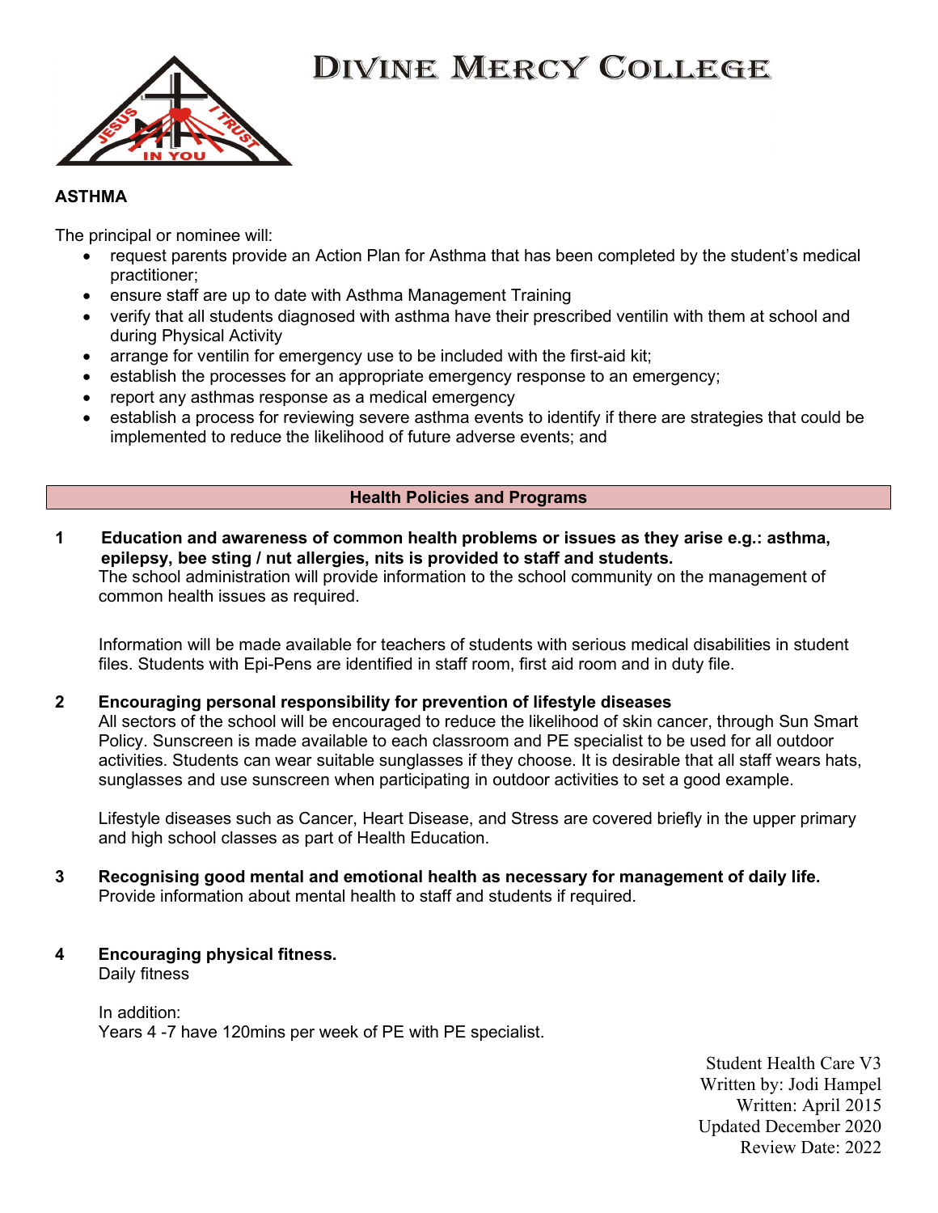# Divine Mercy College

## ASTHMA

The principal or nominee will:

- request parents provide an Action Plan for Asthma that has been completed by the student's medical practitioner;
- ensure staff are up to date with Asthma Management Training
- verify that all students diagnosed with asthma have their prescribed ventilin with them at school and during Physical Activity
- arrange for ventilin for emergency use to be included with the first-aid kit;
- establish the processes for an appropriate emergency response to an emergency;
- report any asthmas response as a medical emergency
- establish a process for reviewing severe asthma events to identify if there are strategies that could be implemented to reduce the likelihood of future adverse events; and

## Health Policies and Programs

**1 Education and awareness of common health problems or issues as they arise e.g.: asthma, epilepsy, bee sting / nut allergies, nits is provided to staff and students.**

The school administration will provide information to the school community on the management of common health issues as required.

Information will be made available for teachers of students with serious medical disabilities in student files. Students with Epi-Pens are identified in staff room, first aid room and in duty file.

**2 Encouraging personal responsibility for prevention of lifestyle diseases**

All sectors of the school will be encouraged to reduce the likelihood of skin cancer, through Sun Smart Policy. Sunscreen is made available to each classroom and PE specialist to be used for all outdoor activities. Students can wear suitable sunglasses if they choose. It is desirable that all staff wears hats, sunglasses and use sunscreen when participating in outdoor activities to set a good example.

Lifestyle diseases such as Cancer, Heart Disease, and Stress are covered briefly in the upper primary and high school classes as part of Health Education.

**3 Recognising good mental and emotional health as necessary for management of daily life.**

Provide information about mental health to staff and students if required.

**4 Encouraging physical fitness.**

Daily fitness

In addition:
Years 4 -7 have 120mins per week of PE with PE specialist.

Student Health Care V3
Written by: Jodi Hampel
Written: April 2015
Updated December 2020
Review Date: 2022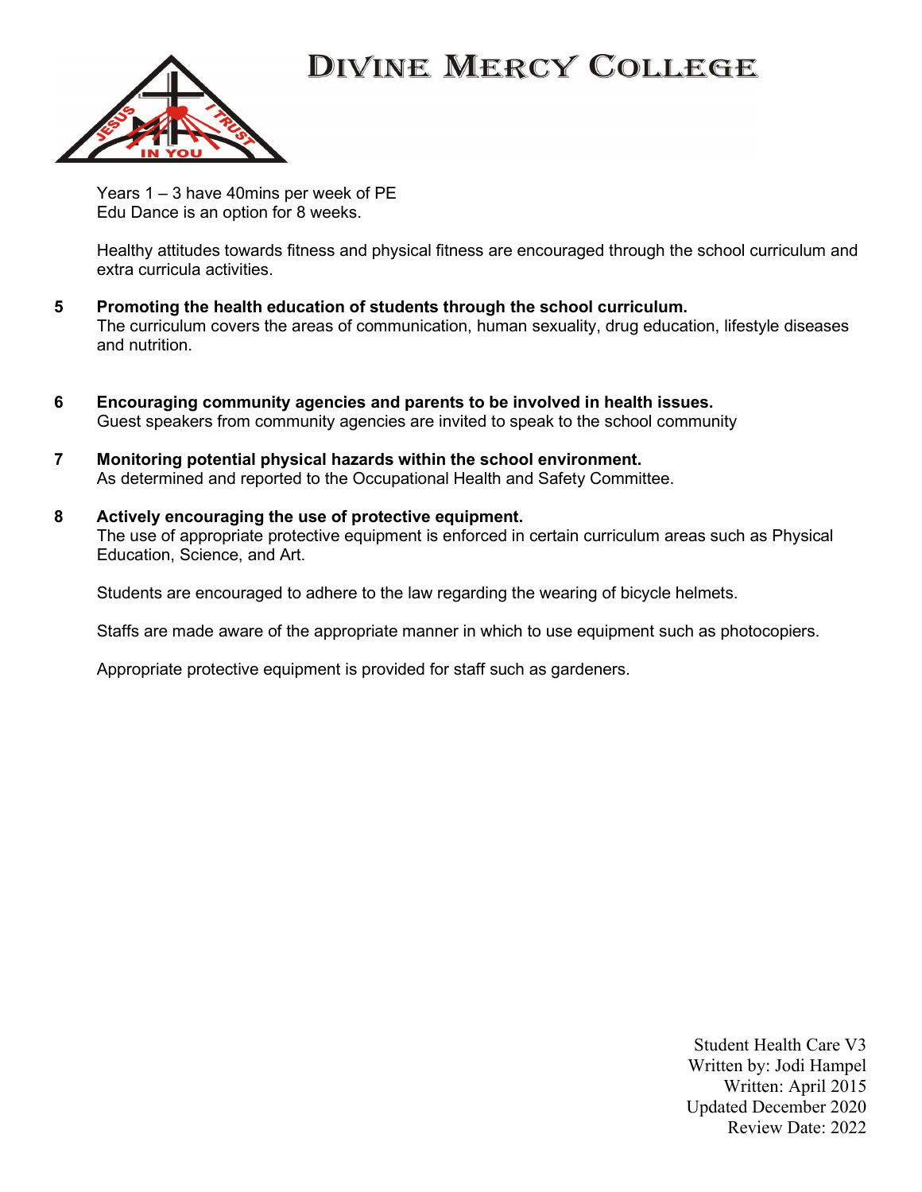Years 1 – 3 have 40mins per week of PE
Edu Dance is an option for 8 weeks.

Healthy attitudes towards fitness and physical fitness are encouraged through the school curriculum and extra curricula activities.

**5 Promoting the health education of students through the school curriculum.**
The curriculum covers the areas of communication, human sexuality, drug education, lifestyle diseases and nutrition.

**6 Encouraging community agencies and parents to be involved in health issues.**
Guest speakers from community agencies are invited to speak to the school community

**7 Monitoring potential physical hazards within the school environment.**
As determined and reported to the Occupational Health and Safety Committee.

**8 Actively encouraging the use of protective equipment.**
The use of appropriate protective equipment is enforced in certain curriculum areas such as Physical Education, Science, and Art.

Students are encouraged to adhere to the law regarding the wearing of bicycle helmets.

Staffs are made aware of the appropriate manner in which to use equipment such as photocopiers.

Appropriate protective equipment is provided for staff such as gardeners.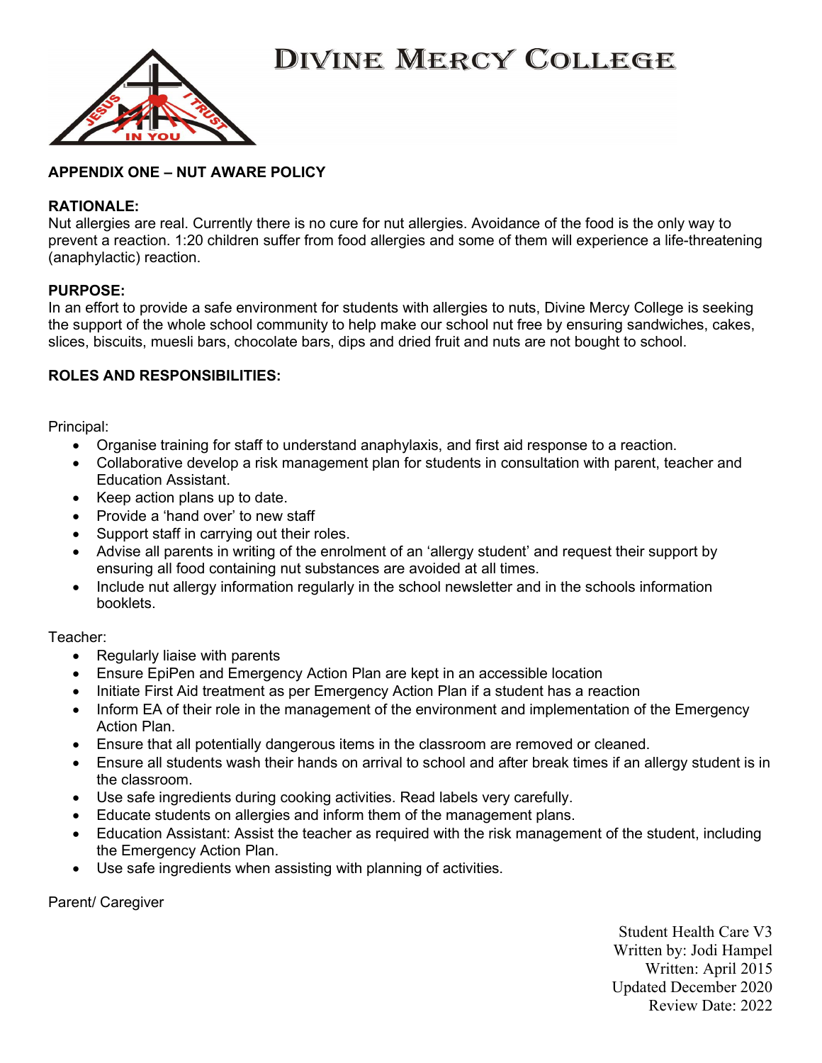# Divine Mercy College

**APPENDIX ONE – NUT AWARE POLICY**

**RATIONALE:**
Nut allergies are real. Currently there is no cure for nut allergies. Avoidance of the food is the only way to prevent a reaction. 1:20 children suffer from food allergies and some of them will experience a life-threatening (anaphylactic) reaction.

**PURPOSE:**
In an effort to provide a safe environment for students with allergies to nuts, Divine Mercy College is seeking the support of the whole school community to help make our school nut free by ensuring sandwiches, cakes, slices, biscuits, muesli bars, chocolate bars, dips and dried fruit and nuts are not bought to school.

**ROLES AND RESPONSIBILITIES:**

Principal:

- Organise training for staff to understand anaphylaxis, and first aid response to a reaction.
- Collaborative develop a risk management plan for students in consultation with parent, teacher and Education Assistant.
- Keep action plans up to date.
- Provide a 'hand over' to new staff
- Support staff in carrying out their roles.
- Advise all parents in writing of the enrolment of an 'allergy student' and request their support by ensuring all food containing nut substances are avoided at all times.
- Include nut allergy information regularly in the school newsletter and in the schools information booklets.

Teacher:

- Regularly liaise with parents
- Ensure EpiPen and Emergency Action Plan are kept in an accessible location
- Initiate First Aid treatment as per Emergency Action Plan if a student has a reaction
- Inform EA of their role in the management of the environment and implementation of the Emergency Action Plan.
- Ensure that all potentially dangerous items in the classroom are removed or cleaned.
- Ensure all students wash their hands on arrival to school and after break times if an allergy student is in the classroom.
- Use safe ingredients during cooking activities. Read labels very carefully.
- Educate students on allergies and inform them of the management plans.
- Education Assistant: Assist the teacher as required with the risk management of the student, including the Emergency Action Plan.
- Use safe ingredients when assisting with planning of activities.

Parent/ Caregiver

Student Health Care V3
Written by: Jodi Hampel
Written: April 2015
Updated December 2020
Review Date: 2022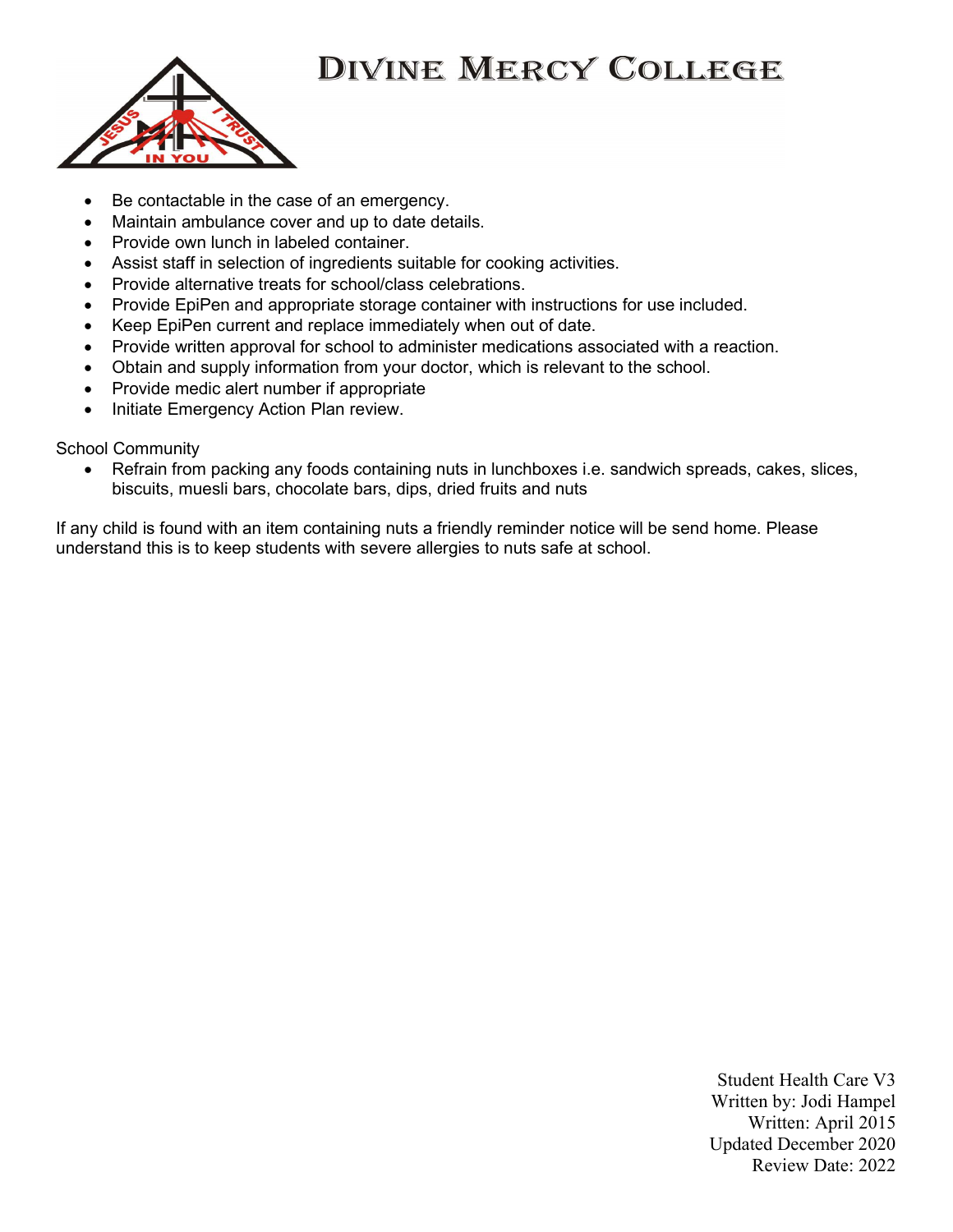- Be contactable in the case of an emergency.
- Maintain ambulance cover and up to date details.
- Provide own lunch in labeled container.
- Assist staff in selection of ingredients suitable for cooking activities.
- Provide alternative treats for school/class celebrations.
- Provide EpiPen and appropriate storage container with instructions for use included.
- Keep EpiPen current and replace immediately when out of date.
- Provide written approval for school to administer medications associated with a reaction.
- Obtain and supply information from your doctor, which is relevant to the school.
- Provide medic alert number if appropriate
- Initiate Emergency Action Plan review.

School Community

- Refrain from packing any foods containing nuts in lunchboxes i.e. sandwich spreads, cakes, slices, biscuits, muesli bars, chocolate bars, dips, dried fruits and nuts

If any child is found with an item containing nuts a friendly reminder notice will be send home. Please understand this is to keep students with severe allergies to nuts safe at school.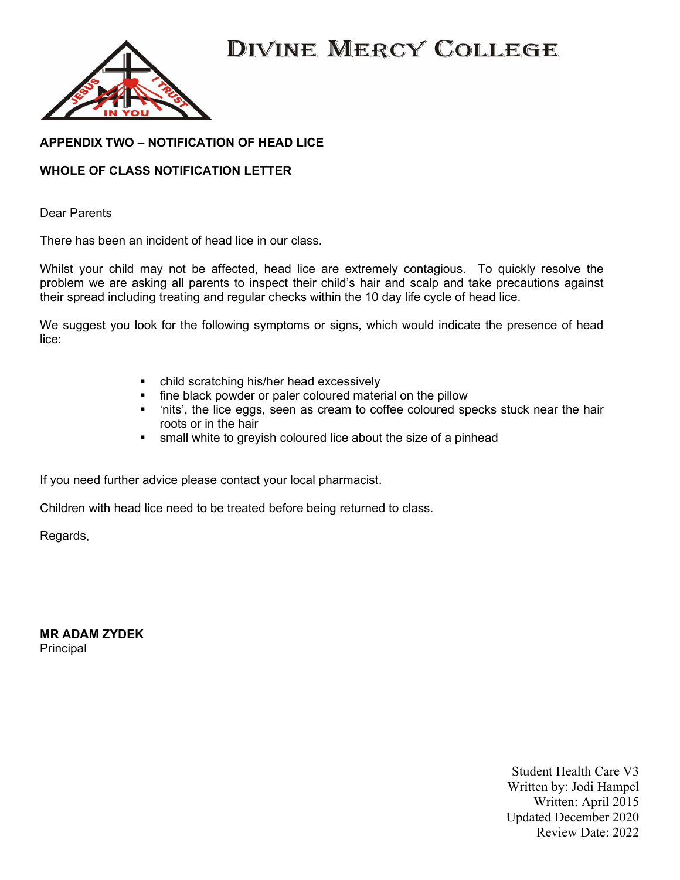# DIVINE MERCY COLLEGE

**APPENDIX TWO – NOTIFICATION OF HEAD LICE**

**WHOLE OF CLASS NOTIFICATION LETTER**

Dear Parents

There has been an incident of head lice in our class.

Whilst your child may not be affected, head lice are extremely contagious. To quickly resolve the problem we are asking all parents to inspect their child's hair and scalp and take precautions against their spread including treating and regular checks within the 10 day life cycle of head lice.

We suggest you look for the following symptoms or signs, which would indicate the presence of head lice:

- child scratching his/her head excessively
- fine black powder or paler coloured material on the pillow
- 'nits', the lice eggs, seen as cream to coffee coloured specks stuck near the hair roots or in the hair
- small white to greyish coloured lice about the size of a pinhead

If you need further advice please contact your local pharmacist.

Children with head lice need to be treated before being returned to class.

Regards,

**MR ADAM ZYDEK**
Principal

Student Health Care V3
Written by: Jodi Hampel
Written: April 2015
Updated December 2020
Review Date: 2022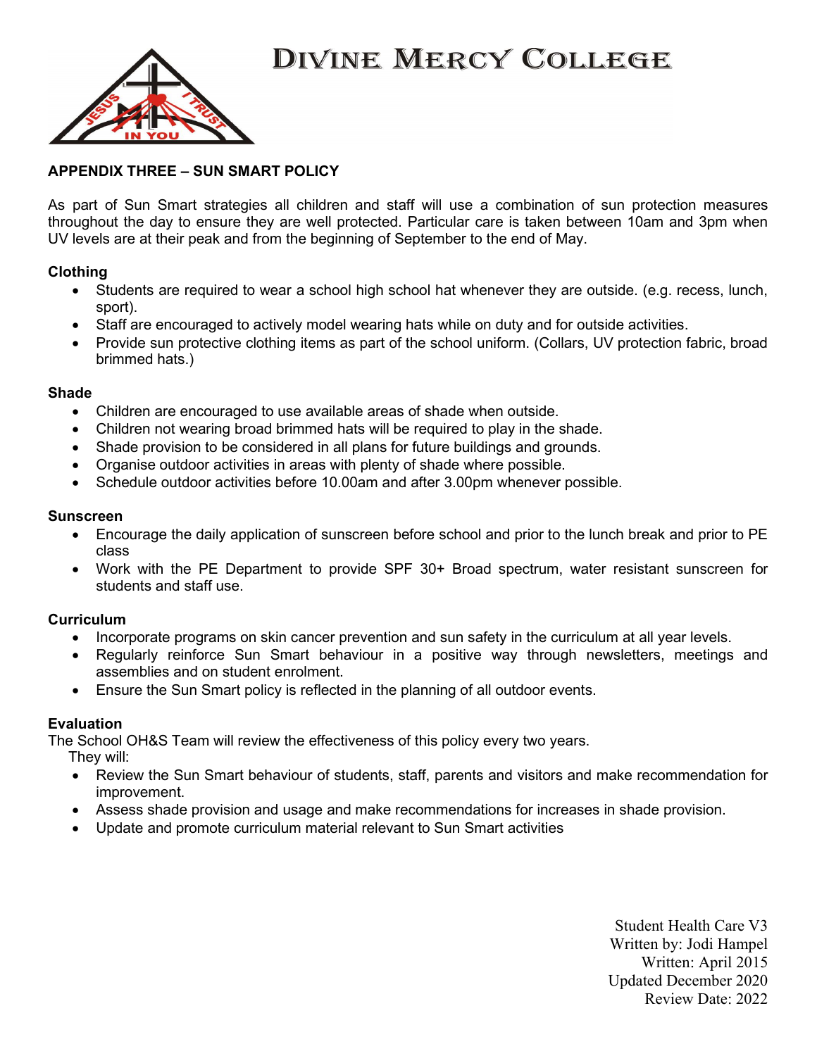# DIVINE MERCY COLLEGE

## APPENDIX THREE – SUN SMART POLICY

As part of Sun Smart strategies all children and staff will use a combination of sun protection measures throughout the day to ensure they are well protected. Particular care is taken between 10am and 3pm when UV levels are at their peak and from the beginning of September to the end of May.

### Clothing

- Students are required to wear a school high school hat whenever they are outside. (e.g. recess, lunch, sport).
- Staff are encouraged to actively model wearing hats while on duty and for outside activities.
- Provide sun protective clothing items as part of the school uniform. (Collars, UV protection fabric, broad brimmed hats.)

### Shade

- Children are encouraged to use available areas of shade when outside.
- Children not wearing broad brimmed hats will be required to play in the shade.
- Shade provision to be considered in all plans for future buildings and grounds.
- Organise outdoor activities in areas with plenty of shade where possible.
- Schedule outdoor activities before 10.00am and after 3.00pm whenever possible.

### Sunscreen

- Encourage the daily application of sunscreen before school and prior to the lunch break and prior to PE class
- Work with the PE Department to provide SPF 30+ Broad spectrum, water resistant sunscreen for students and staff use.

### Curriculum

- Incorporate programs on skin cancer prevention and sun safety in the curriculum at all year levels.
- Regularly reinforce Sun Smart behaviour in a positive way through newsletters, meetings and assemblies and on student enrolment.
- Ensure the Sun Smart policy is reflected in the planning of all outdoor events.

### Evaluation

The School OH&S Team will review the effectiveness of this policy every two years.

They will:

- Review the Sun Smart behaviour of students, staff, parents and visitors and make recommendation for improvement.
- Assess shade provision and usage and make recommendations for increases in shade provision.
- Update and promote curriculum material relevant to Sun Smart activities

Student Health Care V3
Written by: Jodi Hampel
Written: April 2015
Updated December 2020
Review Date: 2022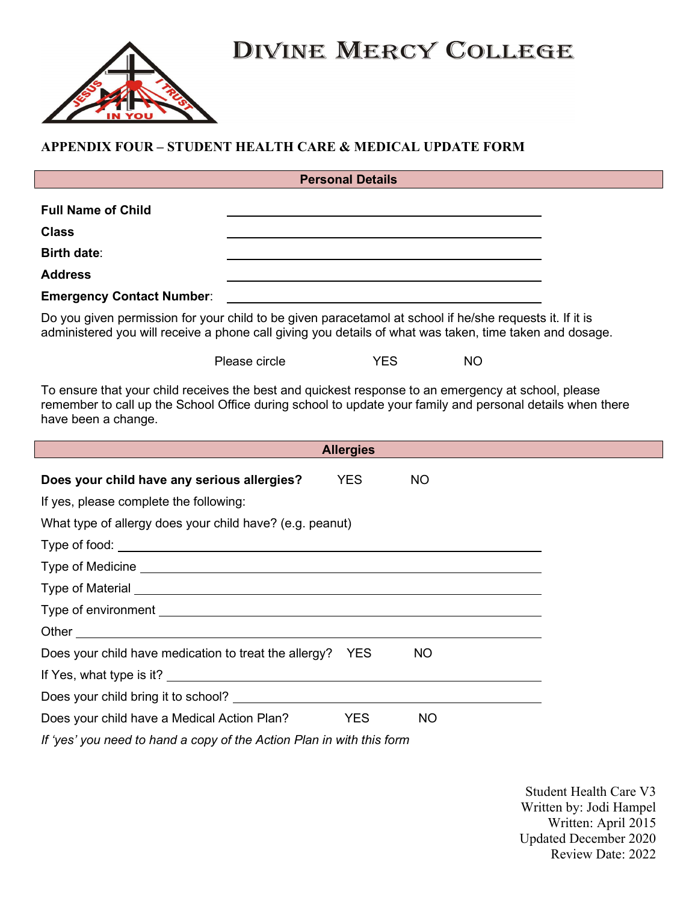# DIVINE MERCY COLLEGE

## APPENDIX FOUR – STUDENT HEALTH CARE & MEDICAL UPDATE FORM

### Personal Details

**Full Name of Child** ______________________________

**Class** ______________________________

**Birth date**: ______________________________

**Address** ______________________________

**Emergency Contact Number**: ______________________________

Do you given permission for your child to be given paracetamol at school if he/she requests it. If it is administered you will receive a phone call giving you details of what was taken, time taken and dosage.

Please circle YES NO

To ensure that your child receives the best and quickest response to an emergency at school, please remember to call up the School Office during school to update your family and personal details when there have been a change.

### Allergies

**Does your child have any serious allergies?** YES NO

If yes, please complete the following:

What type of allergy does your child have? (e.g. peanut)

Type of food: ______________________________

Type of Medicine ______________________________

Type of Material ______________________________

Type of environment ______________________________

Other ______________________________

Does your child have medication to treat the allergy? YES NO

If Yes, what type is it? ______________________________

Does your child bring it to school? ______________________________

Does your child have a Medical Action Plan? YES NO

*If 'yes' you need to hand a copy of the Action Plan in with this form*

Student Health Care V3
Written by: Jodi Hampel
Written: April 2015
Updated December 2020
Review Date: 2022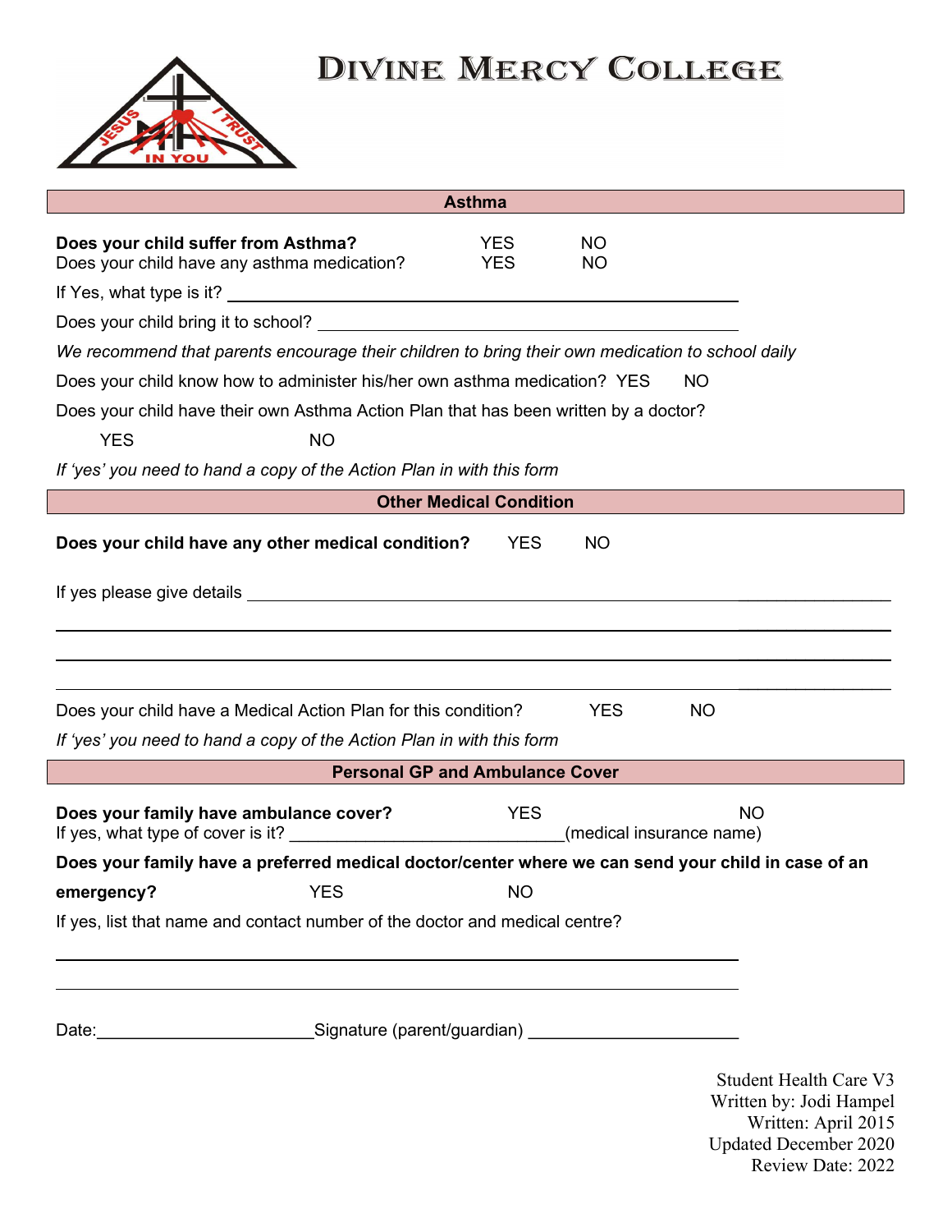# Divine Mercy College

## Asthma

**Does your child suffer from Asthma?** YES NO
Does your child have any asthma medication? YES NO

If Yes, what type is it? ______________________________________________

Does your child bring it to school? ______________________________________________

*We recommend that parents encourage their children to bring their own medication to school daily*

Does your child know how to administer his/her own asthma medication? YES NO

Does your child have their own Asthma Action Plan that has been written by a doctor?

YES NO

*If 'yes' you need to hand a copy of the Action Plan in with this form*

## Other Medical Condition

**Does your child have any other medical condition?** YES NO

If yes please give details ______________________________________________

______________________________________________

______________________________________________

______________________________________________

Does your child have a Medical Action Plan for this condition? YES NO

*If 'yes' you need to hand a copy of the Action Plan in with this form*

## Personal GP and Ambulance Cover

**Does your family have ambulance cover?** YES NO
If yes, what type of cover is it? ______________________________(medical insurance name)

**Does your family have a preferred medical doctor/center where we can send your child in case of an emergency?** YES NO

If yes, list that name and contact number of the doctor and medical centre?

______________________________________________

______________________________________________

Date:________________________ Signature (parent/guardian) ______________________

Student Health Care V3
Written by: Jodi Hampel
Written: April 2015
Updated December 2020
Review Date: 2022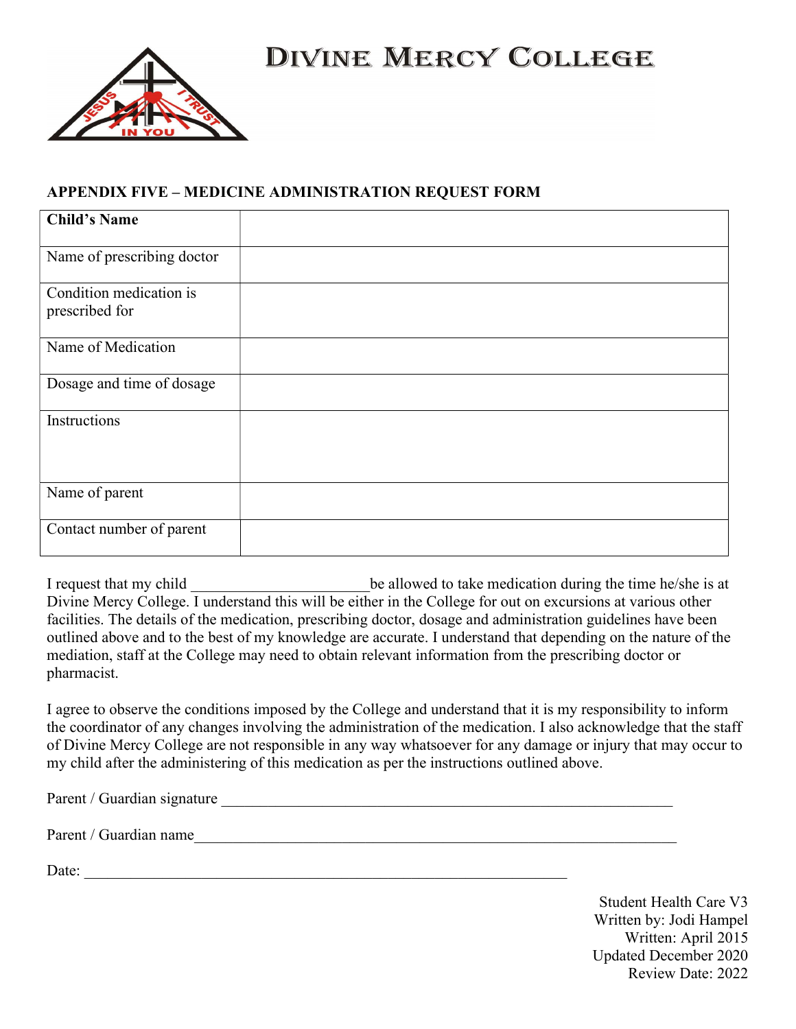# Divine Mercy College

## APPENDIX FIVE – MEDICINE ADMINISTRATION REQUEST FORM

| **Child's Name** | |
|---|---|
| Name of prescribing doctor | |
| Condition medication is prescribed for | |
| Name of Medication | |
| Dosage and time of dosage | |
| Instructions | |
| Name of parent | |
| Contact number of parent | |

I request that my child ______________________ be allowed to take medication during the time he/she is at Divine Mercy College. I understand this will be either in the College for out on excursions at various other facilities. The details of the medication, prescribing doctor, dosage and administration guidelines have been outlined above and to the best of my knowledge are accurate. I understand that depending on the nature of the mediation, staff at the College may need to obtain relevant information from the prescribing doctor or pharmacist.

I agree to observe the conditions imposed by the College and understand that it is my responsibility to inform the coordinator of any changes involving the administration of the medication. I also acknowledge that the staff of Divine Mercy College are not responsible in any way whatsoever for any damage or injury that may occur to my child after the administering of this medication as per the instructions outlined above.

Parent / Guardian signature ____________________________________________________

Parent / Guardian name________________________________________________________

Date: ___________________________________________________________

Student Health Care V3
Written by: Jodi Hampel
Written: April 2015
Updated December 2020
Review Date: 2022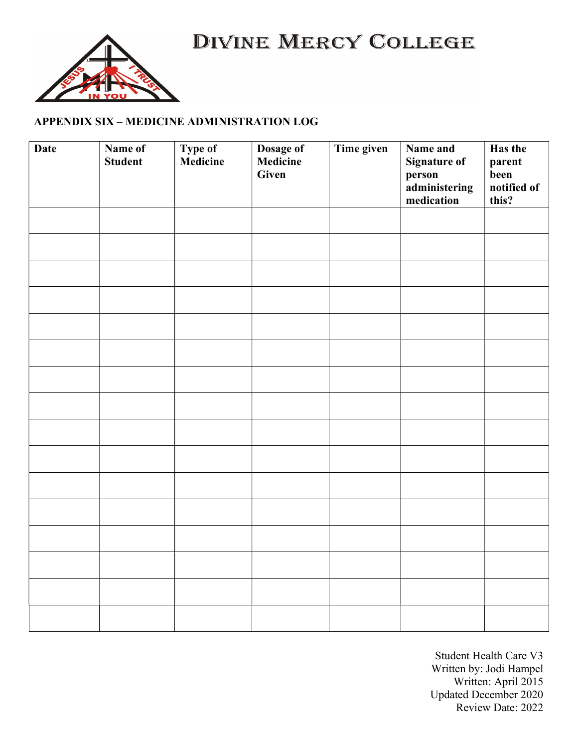# DIVINE MERCY COLLEGE

**APPENDIX SIX – MEDICINE ADMINISTRATION LOG**

| Date | Name of Student | Type of Medicine | Dosage of Medicine Given | Time given | Name and Signature of person administering medication | Has the parent been notified of this? |
|---|---|---|---|---|---|---|
| | | | | | | |
| | | | | | | |
| | | | | | | |
| | | | | | | |
| | | | | | | |
| | | | | | | |
| | | | | | | |
| | | | | | | |
| | | | | | | |
| | | | | | | |
| | | | | | | |
| | | | | | | |
| | | | | | | |
| | | | | | | |
| | | | | | | |
| | | | | | | |

Student Health Care V3
Written by: Jodi Hampel
Written: April 2015
Updated December 2020
Review Date: 2022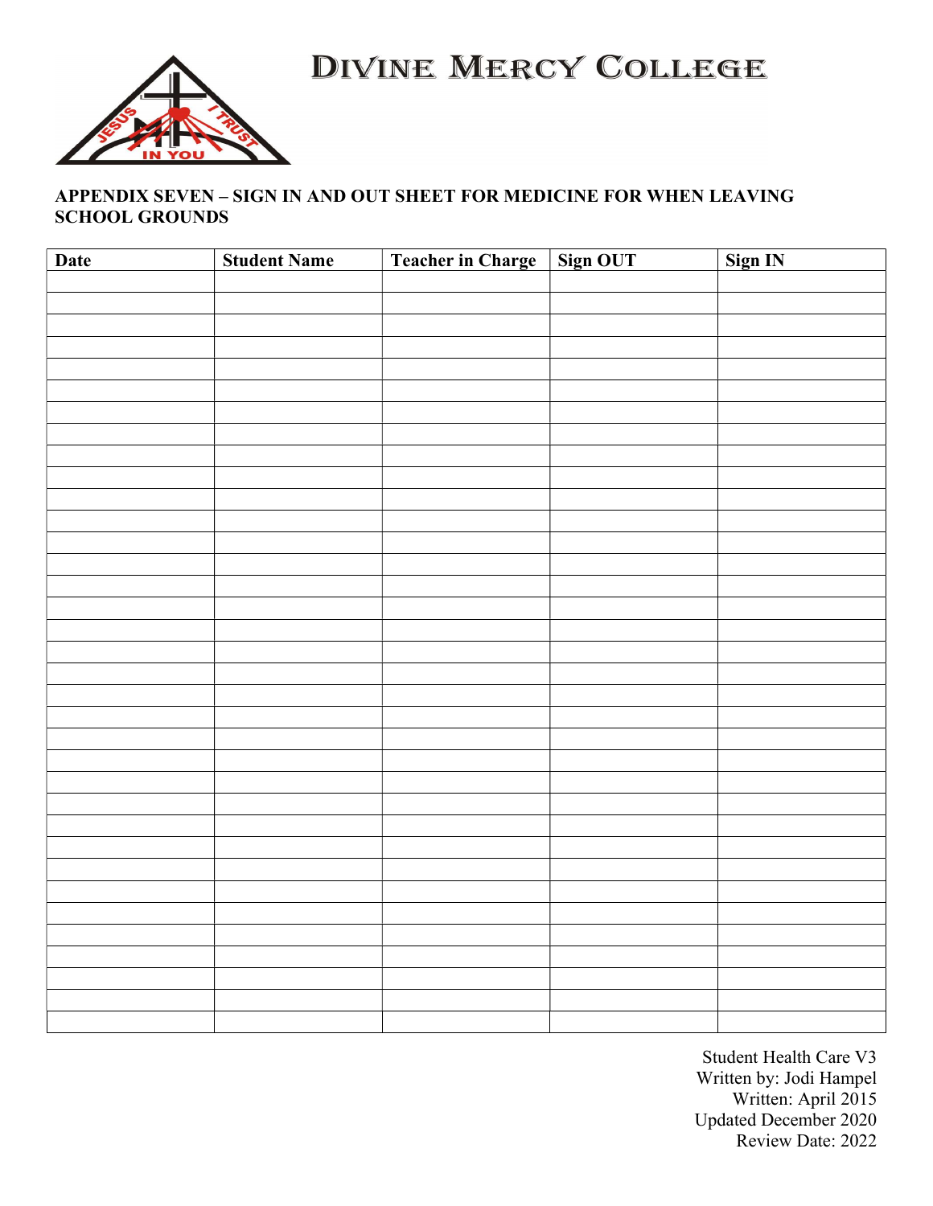# Divine Mercy College

**APPENDIX SEVEN – SIGN IN AND OUT SHEET FOR MEDICINE FOR WHEN LEAVING SCHOOL GROUNDS**

| Date | Student Name | Teacher in Charge | Sign OUT | Sign IN |
|---|---|---|---|---|
| | | | | |
| | | | | |
| | | | | |
| | | | | |
| | | | | |
| | | | | |
| | | | | |
| | | | | |
| | | | | |
| | | | | |
| | | | | |
| | | | | |
| | | | | |
| | | | | |
| | | | | |
| | | | | |
| | | | | |
| | | | | |
| | | | | |
| | | | | |
| | | | | |
| | | | | |
| | | | | |
| | | | | |
| | | | | |
| | | | | |
| | | | | |
| | | | | |
| | | | | |
| | | | | |
| | | | | |
| | | | | |
| | | | | |
| | | | | |
| | | | | |

Student Health Care V3
Written by: Jodi Hampel
Written: April 2015
Updated December 2020
Review Date: 2022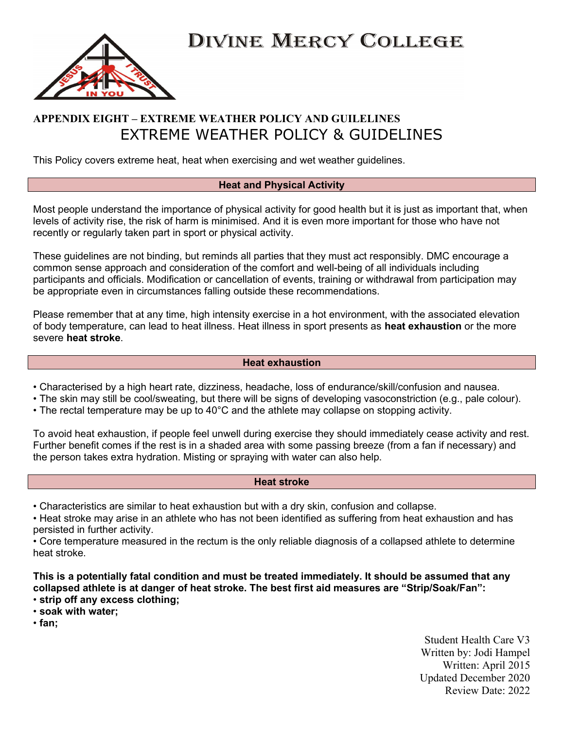# Divine Mercy College

**APPENDIX EIGHT – EXTREME WEATHER POLICY AND GUILELINES**

## EXTREME WEATHER POLICY & GUIDELINES

This Policy covers extreme heat, heat when exercising and wet weather guidelines.

### Heat and Physical Activity

Most people understand the importance of physical activity for good health but it is just as important that, when levels of activity rise, the risk of harm is minimised. And it is even more important for those who have not recently or regularly taken part in sport or physical activity.

These guidelines are not binding, but reminds all parties that they must act responsibly. DMC encourage a common sense approach and consideration of the comfort and well-being of all individuals including participants and officials. Modification or cancellation of events, training or withdrawal from participation may be appropriate even in circumstances falling outside these recommendations.

Please remember that at any time, high intensity exercise in a hot environment, with the associated elevation of body temperature, can lead to heat illness. Heat illness in sport presents as **heat exhaustion** or the more severe **heat stroke**.

### Heat exhaustion

- Characterised by a high heart rate, dizziness, headache, loss of endurance/skill/confusion and nausea.
- The skin may still be cool/sweating, but there will be signs of developing vasoconstriction (e.g., pale colour).
- The rectal temperature may be up to 40°C and the athlete may collapse on stopping activity.

To avoid heat exhaustion, if people feel unwell during exercise they should immediately cease activity and rest. Further benefit comes if the rest is in a shaded area with some passing breeze (from a fan if necessary) and the person takes extra hydration. Misting or spraying with water can also help.

### Heat stroke

- Characteristics are similar to heat exhaustion but with a dry skin, confusion and collapse.
- Heat stroke may arise in an athlete who has not been identified as suffering from heat exhaustion and has persisted in further activity.
- Core temperature measured in the rectum is the only reliable diagnosis of a collapsed athlete to determine heat stroke.

**This is a potentially fatal condition and must be treated immediately. It should be assumed that any collapsed athlete is at danger of heat stroke. The best first aid measures are "Strip/Soak/Fan":**

- **strip off any excess clothing;**
- **soak with water;**
- **fan;**

Student Health Care V3
Written by: Jodi Hampel
Written: April 2015
Updated December 2020
Review Date: 2022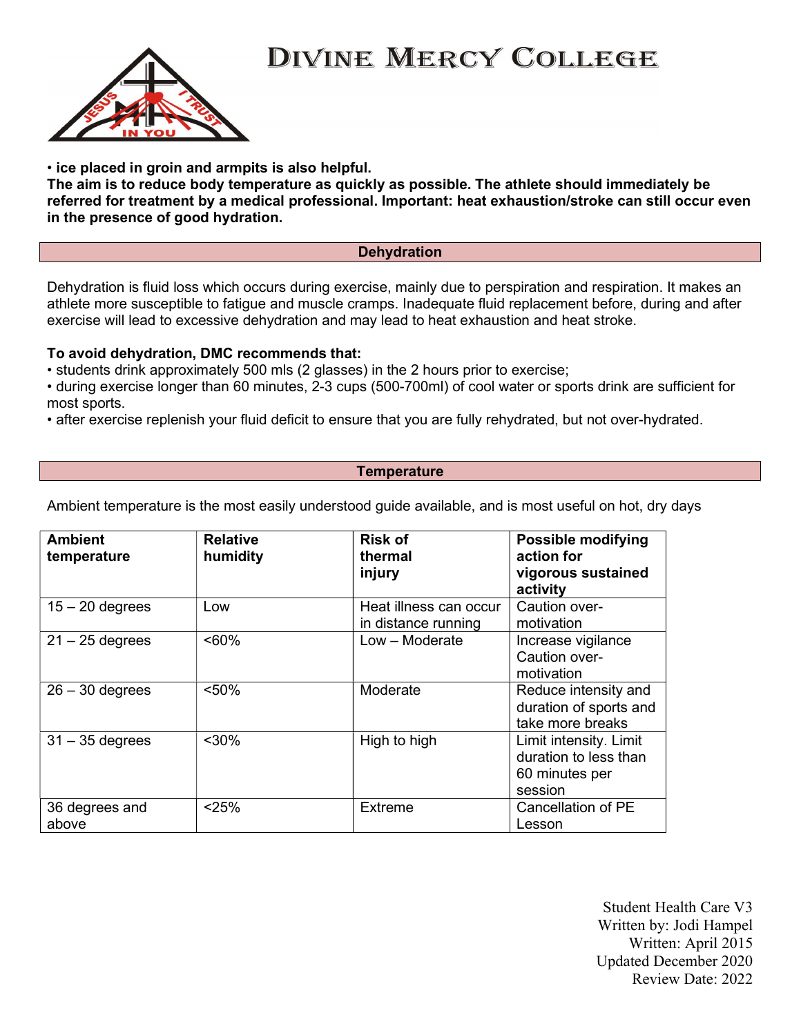• **ice placed in groin and armpits is also helpful.**
**The aim is to reduce body temperature as quickly as possible. The athlete should immediately be referred for treatment by a medical professional. Important: heat exhaustion/stroke can still occur even in the presence of good hydration.**

## Dehydration

Dehydration is fluid loss which occurs during exercise, mainly due to perspiration and respiration. It makes an athlete more susceptible to fatigue and muscle cramps. Inadequate fluid replacement before, during and after exercise will lead to excessive dehydration and may lead to heat exhaustion and heat stroke.

**To avoid dehydration, DMC recommends that:**

- students drink approximately 500 mls (2 glasses) in the 2 hours prior to exercise;
- during exercise longer than 60 minutes, 2-3 cups (500-700ml) of cool water or sports drink are sufficient for most sports.
- after exercise replenish your fluid deficit to ensure that you are fully rehydrated, but not over-hydrated.

## Temperature

Ambient temperature is the most easily understood guide available, and is most useful on hot, dry days

| Ambient temperature | Relative humidity | Risk of thermal injury | Possible modifying action for vigorous sustained activity |
|---|---|---|---|
| 15 – 20 degrees | Low | Heat illness can occur in distance running | Caution over-motivation |
| 21 – 25 degrees | <60% | Low – Moderate | Increase vigilance Caution over-motivation |
| 26 – 30 degrees | <50% | Moderate | Reduce intensity and duration of sports and take more breaks |
| 31 – 35 degrees | <30% | High to high | Limit intensity. Limit duration to less than 60 minutes per session |
| 36 degrees and above | <25% | Extreme | Cancellation of PE Lesson |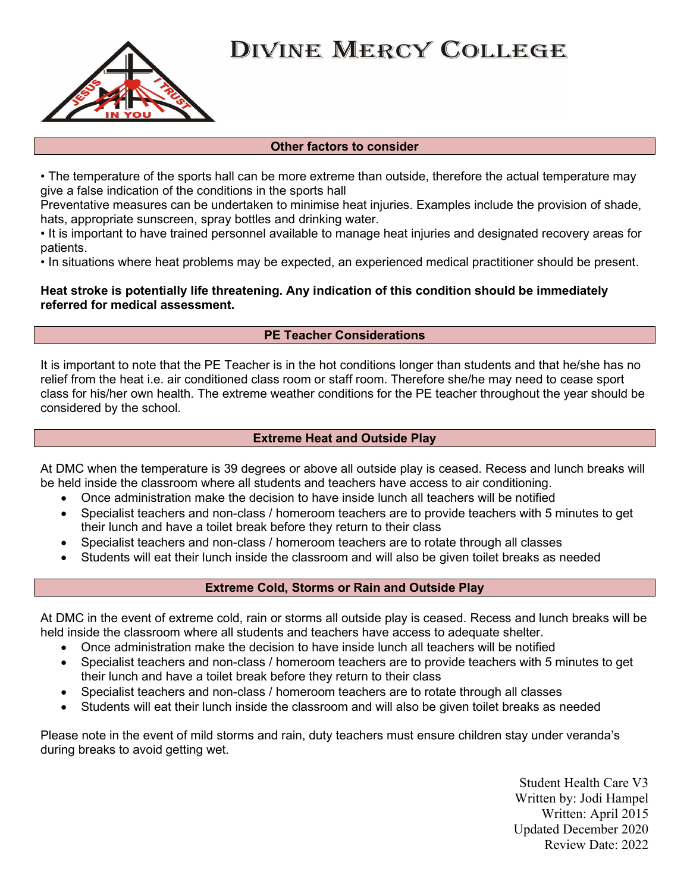# Divine Mercy College

## Other factors to consider

• The temperature of the sports hall can be more extreme than outside, therefore the actual temperature may give a false indication of the conditions in the sports hall

Preventative measures can be undertaken to minimise heat injuries. Examples include the provision of shade, hats, appropriate sunscreen, spray bottles and drinking water.

• It is important to have trained personnel available to manage heat injuries and designated recovery areas for patients.

• In situations where heat problems may be expected, an experienced medical practitioner should be present.

**Heat stroke is potentially life threatening. Any indication of this condition should be immediately referred for medical assessment.**

## PE Teacher Considerations

It is important to note that the PE Teacher is in the hot conditions longer than students and that he/she has no relief from the heat i.e. air conditioned class room or staff room. Therefore she/he may need to cease sport class for his/her own health. The extreme weather conditions for the PE teacher throughout the year should be considered by the school.

## Extreme Heat and Outside Play

At DMC when the temperature is 39 degrees or above all outside play is ceased. Recess and lunch breaks will be held inside the classroom where all students and teachers have access to air conditioning.

- Once administration make the decision to have inside lunch all teachers will be notified
- Specialist teachers and non-class / homeroom teachers are to provide teachers with 5 minutes to get their lunch and have a toilet break before they return to their class
- Specialist teachers and non-class / homeroom teachers are to rotate through all classes
- Students will eat their lunch inside the classroom and will also be given toilet breaks as needed

## Extreme Cold, Storms or Rain and Outside Play

At DMC in the event of extreme cold, rain or storms all outside play is ceased. Recess and lunch breaks will be held inside the classroom where all students and teachers have access to adequate shelter.

- Once administration make the decision to have inside lunch all teachers will be notified
- Specialist teachers and non-class / homeroom teachers are to provide teachers with 5 minutes to get their lunch and have a toilet break before they return to their class
- Specialist teachers and non-class / homeroom teachers are to rotate through all classes
- Students will eat their lunch inside the classroom and will also be given toilet breaks as needed

Please note in the event of mild storms and rain, duty teachers must ensure children stay under veranda's during breaks to avoid getting wet.

Student Health Care V3
Written by: Jodi Hampel
Written: April 2015
Updated December 2020
Review Date: 2022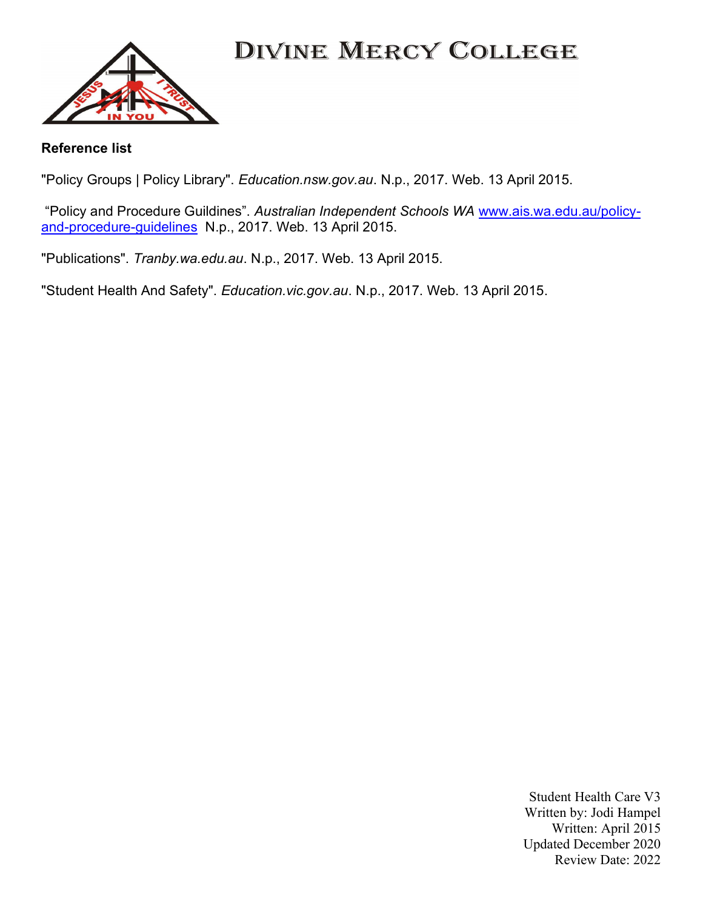**Reference list**

"Policy Groups | Policy Library". *Education.nsw.gov.au*. N.p., 2017. Web. 13 April 2015.

"Policy and Procedure Guildines". *Australian Independent Schools WA* [www.ais.wa.edu.au/policy-and-procedure-guidelines](http://www.ais.wa.edu.au/policy-and-procedure-guidelines) N.p., 2017. Web. 13 April 2015.

"Publications". *Tranby.wa.edu.au*. N.p., 2017. Web. 13 April 2015.

"Student Health And Safety". *Education.vic.gov.au*. N.p., 2017. Web. 13 April 2015.

Student Health Care V3
Written by: Jodi Hampel
Written: April 2015
Updated December 2020
Review Date: 2022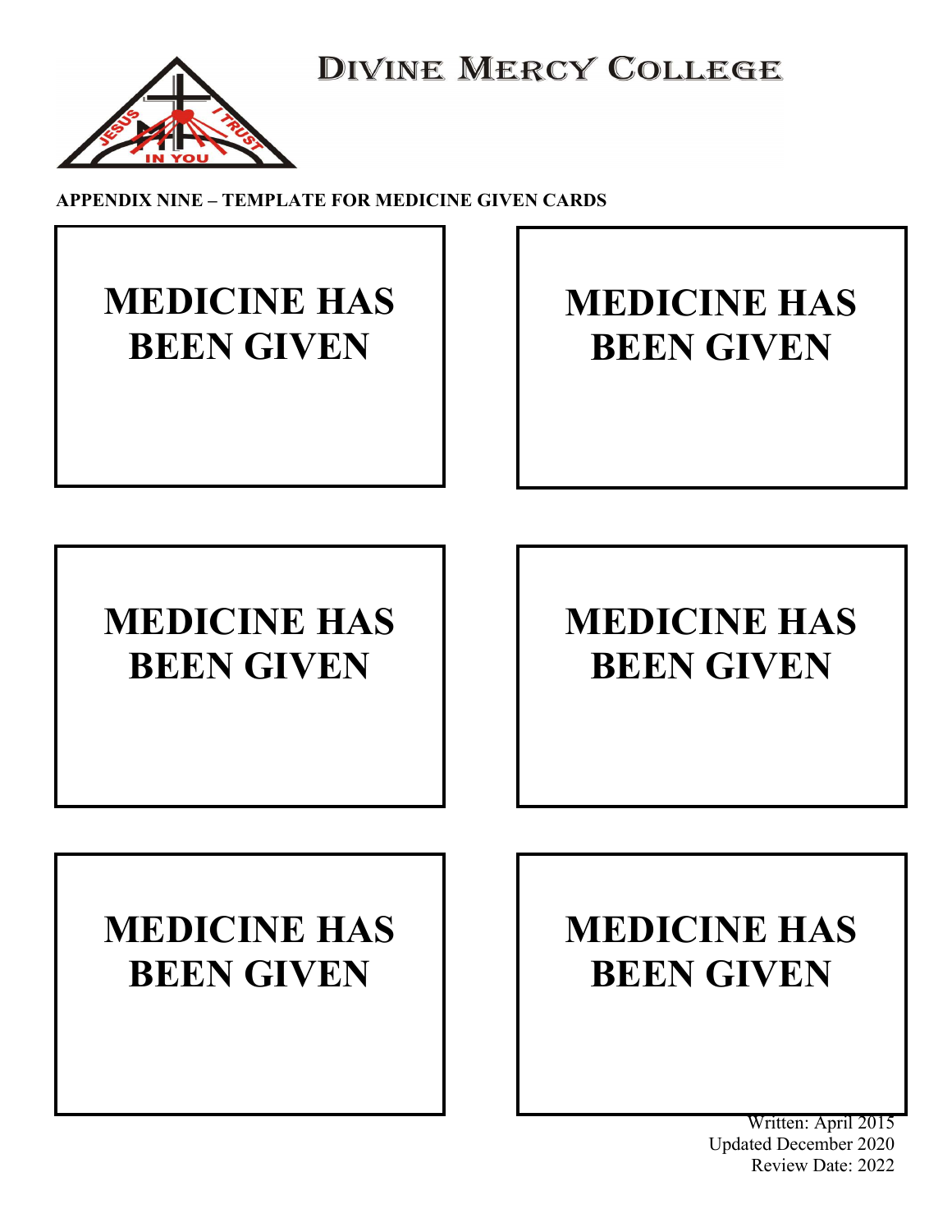# Divine Mercy College

**APPENDIX NINE – TEMPLATE FOR MEDICINE GIVEN CARDS**

| **MEDICINE HAS BEEN GIVEN** | **MEDICINE HAS BEEN GIVEN** |
|---|---|
| **MEDICINE HAS BEEN GIVEN** | **MEDICINE HAS BEEN GIVEN** |
| **MEDICINE HAS BEEN GIVEN** | **MEDICINE HAS BEEN GIVEN** |

Written: April 2015
Updated December 2020
Review Date: 2022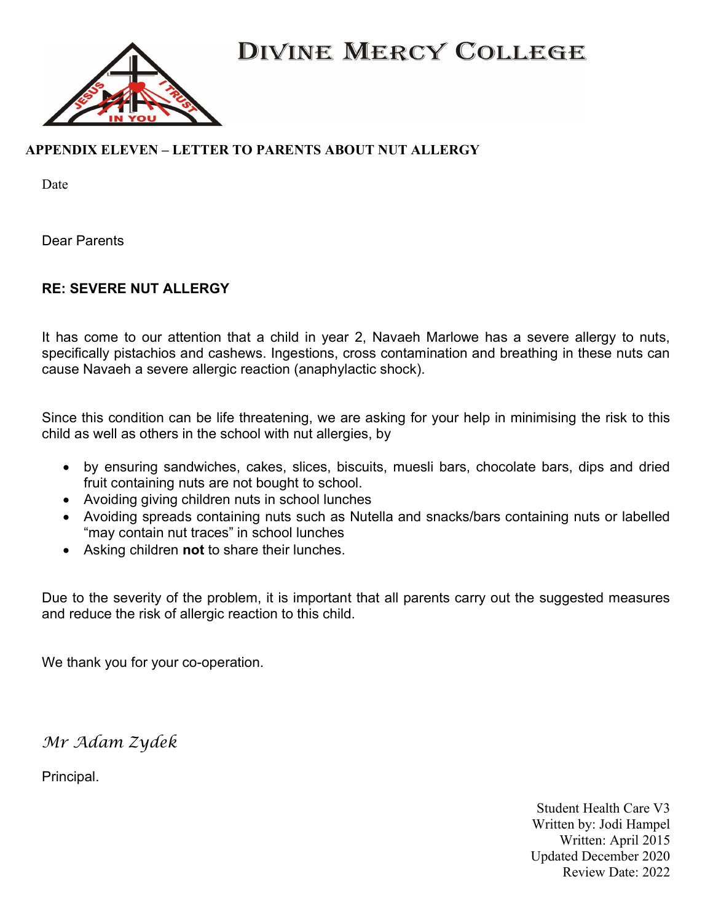# DIVINE MERCY COLLEGE

## APPENDIX ELEVEN – LETTER TO PARENTS ABOUT NUT ALLERGY

Date

Dear Parents

**RE: SEVERE NUT ALLERGY**

It has come to our attention that a child in year 2, Navaeh Marlowe has a severe allergy to nuts, specifically pistachios and cashews. Ingestions, cross contamination and breathing in these nuts can cause Navaeh a severe allergic reaction (anaphylactic shock).

Since this condition can be life threatening, we are asking for your help in minimising the risk to this child as well as others in the school with nut allergies, by

- by ensuring sandwiches, cakes, slices, biscuits, muesli bars, chocolate bars, dips and dried fruit containing nuts are not bought to school.
- Avoiding giving children nuts in school lunches
- Avoiding spreads containing nuts such as Nutella and snacks/bars containing nuts or labelled "may contain nut traces" in school lunches
- Asking children **not** to share their lunches.

Due to the severity of the problem, it is important that all parents carry out the suggested measures and reduce the risk of allergic reaction to this child.

We thank you for your co-operation.

*Mr Adam Zydek*

Principal.

Student Health Care V3
Written by: Jodi Hampel
Written: April 2015
Updated December 2020
Review Date: 2022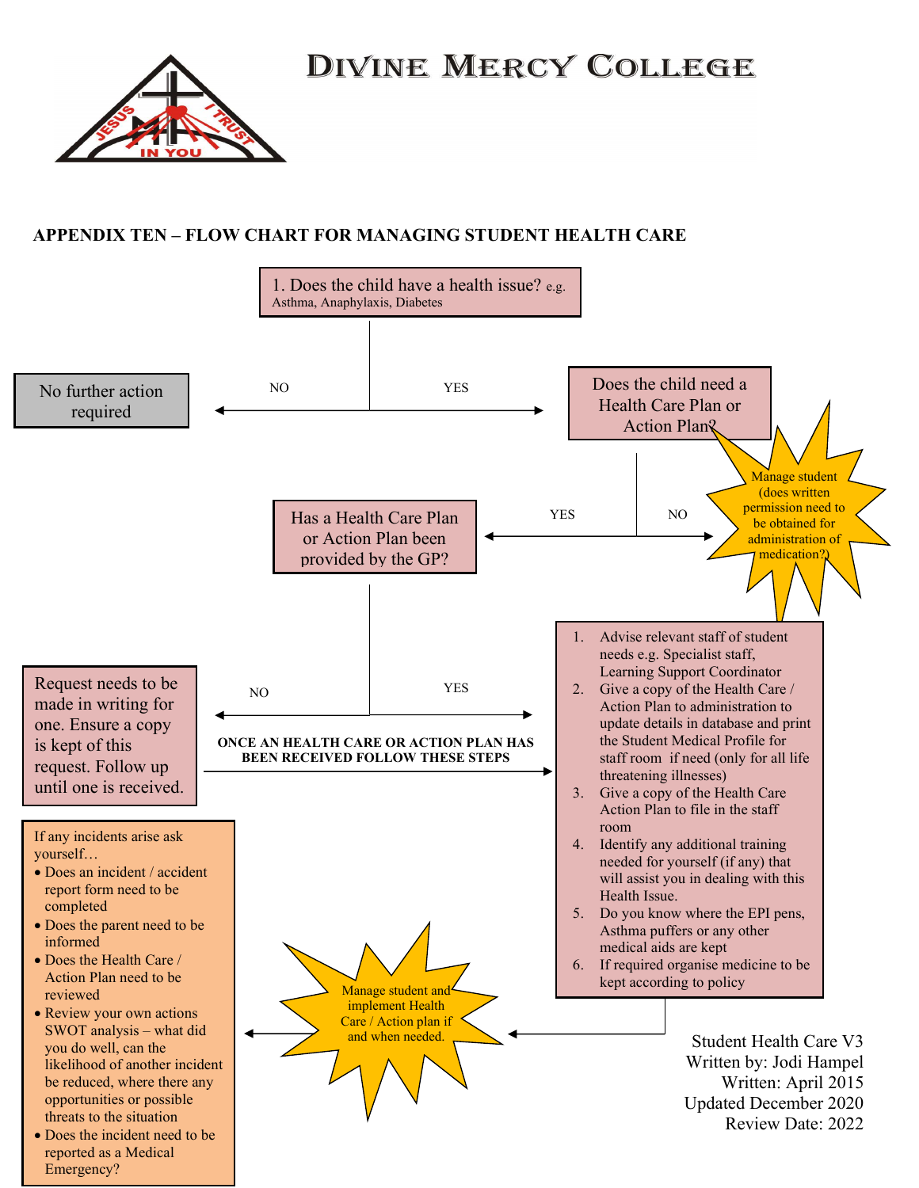# DIVINE MERCY COLLEGE

JESUS I TRUST IN YOU

## APPENDIX TEN – FLOW CHART FOR MANAGING STUDENT HEALTH CARE

1. Does the child have a health issue? e.g. Asthma, Anaphylaxis, Diabetes

NO

YES

No further action required

Does the child need a Health Care Plan or Action Plan?

YES

NO

Manage student (does written permission need to be obtained for administration of medication?)

Has a Health Care Plan or Action Plan been provided by the GP?

NO

YES

Request needs to be made in writing for one. Ensure a copy is kept of this request. Follow up until one is received.

ONCE AN HEALTH CARE OR ACTION PLAN HAS BEEN RECEIVED FOLLOW THESE STEPS

1. Advise relevant staff of student needs e.g. Specialist staff, Learning Support Coordinator
2. Give a copy of the Health Care / Action Plan to administration to update details in database and print the Student Medical Profile for staff room if need (only for all life threatening illnesses)
3. Give a copy of the Health Care Action Plan to file in the staff room
4. Identify any additional training needed for yourself (if any) that will assist you in dealing with this Health Issue.
5. Do you know where the EPI pens, Asthma puffers or any other medical aids are kept
6. If required organise medicine to be kept according to policy

Manage student and implement Health Care / Action plan if and when needed.

If any incidents arise ask yourself…

- Does an incident / accident report form need to be completed
- Does the parent need to be informed
- Does the Health Care / Action Plan need to be reviewed
- Review your own actions SWOT analysis – what did you do well, can the likelihood of another incident be reduced, where there any opportunities or possible threats to the situation
- Does the incident need to be reported as a Medical Emergency?

Student Health Care V3
Written by: Jodi Hampel
Written: April 2015
Updated December 2020
Review Date: 2022